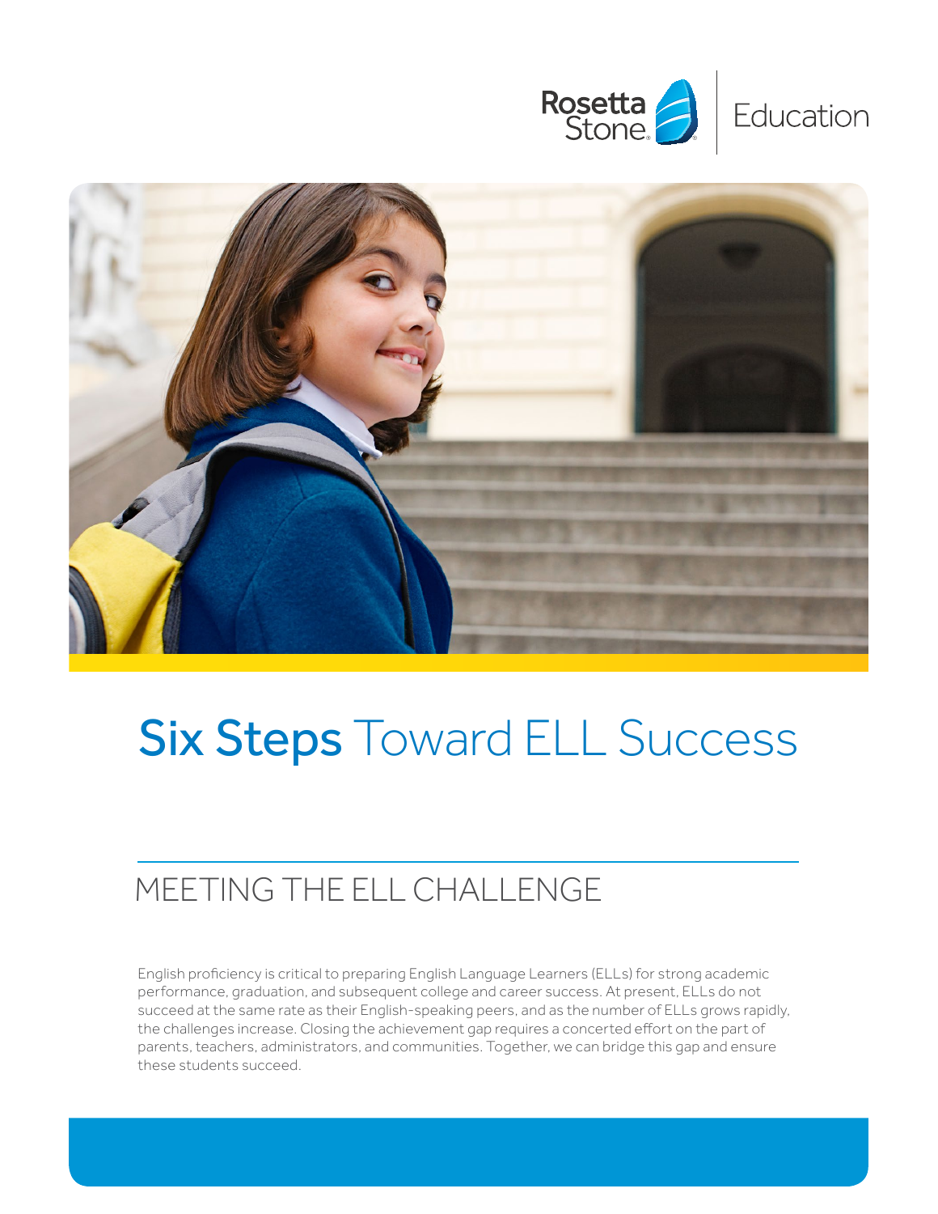Rosetta Stone | Education

# Six Steps Toward ELL Success

## MEETING THE ELL CHALLENGE

English proficiency is critical to preparing English Language Learners (ELLs) for strong academic performance, graduation, and subsequent college and career success. At present, ELLs do not succeed at the same rate as their English-speaking peers, and as the number of ELLs grows rapidly, the challenges increase. Closing the achievement gap requires a concerted effort on the part of parents, teachers, administrators, and communities. Together, we can bridge this gap and ensure these students succeed.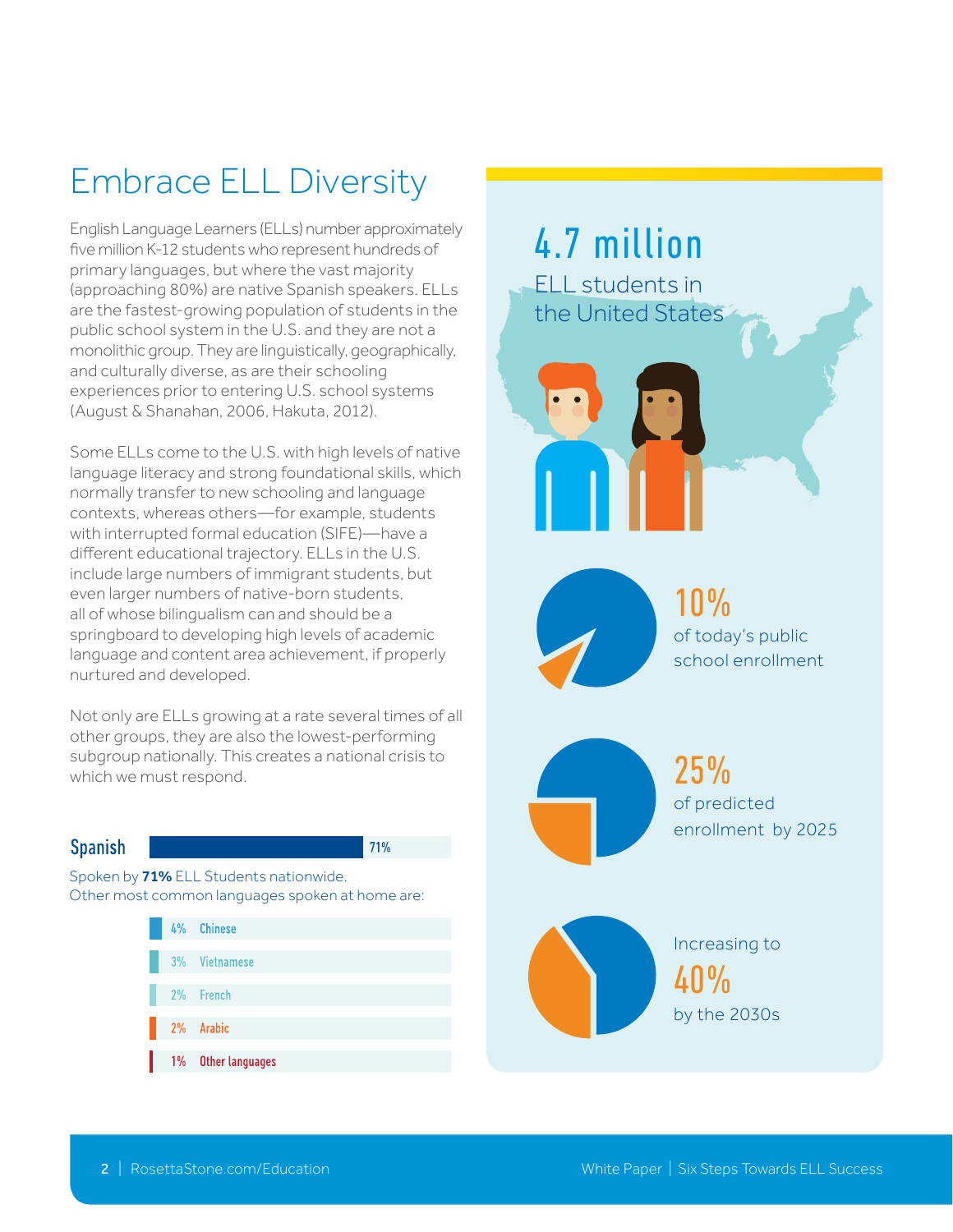# Embrace ELL Diversity

English Language Learners (ELLs) number approximately five million K-12 students who represent hundreds of primary languages, but where the vast majority (approaching 80%) are native Spanish speakers. ELLs are the fastest-growing population of students in the public school system in the U.S. and they are not a monolithic group. They are linguistically, geographically, and culturally diverse, as are their schooling experiences prior to entering U.S. school systems (August & Shanahan, 2006, Hakuta, 2012).

Some ELLs come to the U.S. with high levels of native language literacy and strong foundational skills, which normally transfer to new schooling and language contexts, whereas others—for example, students with interrupted formal education (SIFE)—have a different educational trajectory. ELLs in the U.S. include large numbers of immigrant students, but even larger numbers of native-born students, all of whose bilingualism can and should be a springboard to developing high levels of academic language and content area achievement, if properly nurtured and developed.

Not only are ELLs growing at a rate several times of all other groups, they are also the lowest-performing subgroup nationally. This creates a national crisis to which we must respond.

**Spanish** 71%

Spoken by **71%** ELL Students nationwide.
Other most common languages spoken at home are:

| Percentage | Language |
|---|---|
| 4% | Chinese |
| 3% | Vietnamese |
| 2% | French |
| 2% | Arabic |
| 1% | Other languages |

**4.7 million**
ELL students in the United States

**10%**
of today's public school enrollment

**25%**
of predicted enrollment by 2025

Increasing to
**40%**
by the 2030s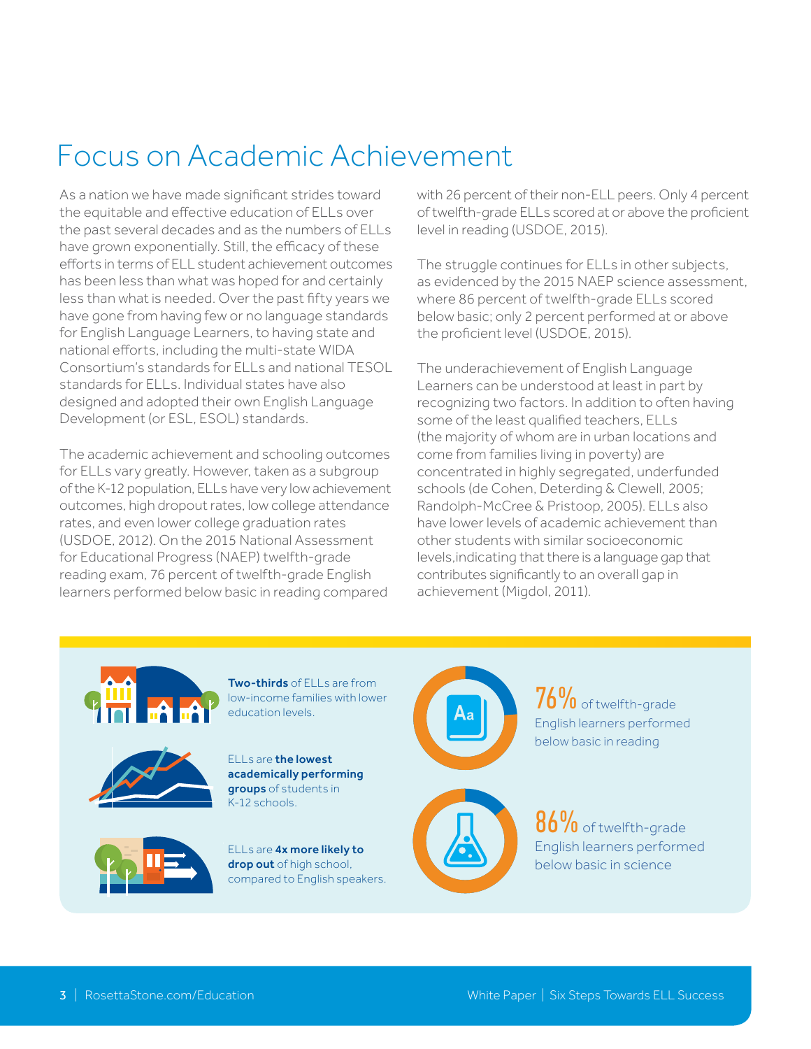# Focus on Academic Achievement

As a nation we have made significant strides toward the equitable and effective education of ELLs over the past several decades and as the numbers of ELLs have grown exponentially. Still, the efficacy of these efforts in terms of ELL student achievement outcomes has been less than what was hoped for and certainly less than what is needed. Over the past fifty years we have gone from having few or no language standards for English Language Learners, to having state and national efforts, including the multi-state WIDA Consortium's standards for ELLs and national TESOL standards for ELLs. Individual states have also designed and adopted their own English Language Development (or ESL, ESOL) standards.

The academic achievement and schooling outcomes for ELLs vary greatly. However, taken as a subgroup of the K-12 population, ELLs have very low achievement outcomes, high dropout rates, low college attendance rates, and even lower college graduation rates (USDOE, 2012). On the 2015 National Assessment for Educational Progress (NAEP) twelfth-grade reading exam, 76 percent of twelfth-grade English learners performed below basic in reading compared with 26 percent of their non-ELL peers. Only 4 percent of twelfth-grade ELLs scored at or above the proficient level in reading (USDOE, 2015).

The struggle continues for ELLs in other subjects, as evidenced by the 2015 NAEP science assessment, where 86 percent of twelfth-grade ELLs scored below basic; only 2 percent performed at or above the proficient level (USDOE, 2015).

The underachievement of English Language Learners can be understood at least in part by recognizing two factors. In addition to often having some of the least qualified teachers, ELLs (the majority of whom are in urban locations and come from families living in poverty) are concentrated in highly segregated, underfunded schools (de Cohen, Deterding & Clewell, 2005; Randolph-McCree & Pristoop, 2005). ELLs also have lower levels of academic achievement than other students with similar socioeconomic levels,indicating that there is a language gap that contributes significantly to an overall gap in achievement (Migdol, 2011).

**Two-thirds** of ELLs are from low-income families with lower education levels.

ELLs are **the lowest academically performing groups** of students in K-12 schools.

ELLs are **4x more likely to drop out** of high school, compared to English speakers.

76% of twelfth-grade English learners performed below basic in reading

86% of twelfth-grade English learners performed below basic in science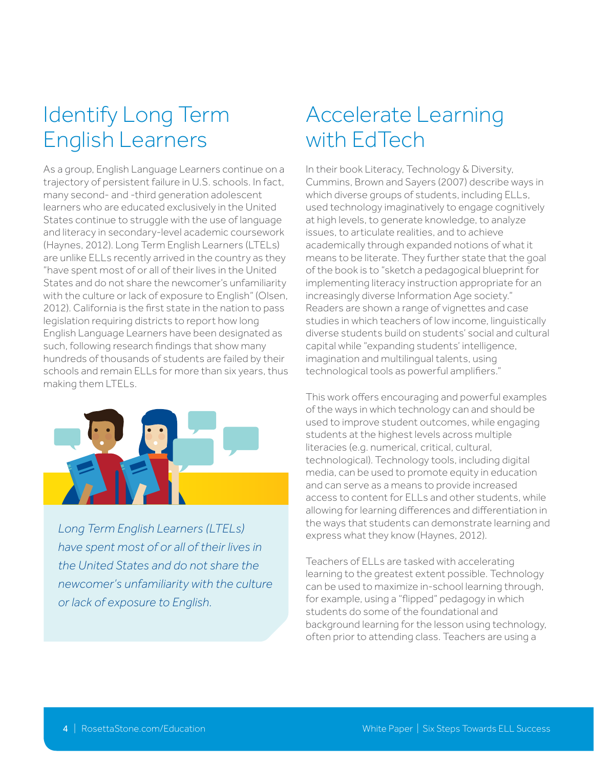## Identify Long Term English Learners

As a group, English Language Learners continue on a trajectory of persistent failure in U.S. schools. In fact, many second- and -third generation adolescent learners who are educated exclusively in the United States continue to struggle with the use of language and literacy in secondary-level academic coursework (Haynes, 2012). Long Term English Learners (LTELs) are unlike ELLs recently arrived in the country as they "have spent most of or all of their lives in the United States and do not share the newcomer's unfamiliarity with the culture or lack of exposure to English" (Olsen, 2012). California is the first state in the nation to pass legislation requiring districts to report how long English Language Learners have been designated as such, following research findings that show many hundreds of thousands of students are failed by their schools and remain ELLs for more than six years, thus making them LTELs.

*Long Term English Learners (LTELs) have spent most of or all of their lives in the United States and do not share the newcomer's unfamiliarity with the culture or lack of exposure to English.*

## Accelerate Learning with EdTech

In their book Literacy, Technology & Diversity, Cummins, Brown and Sayers (2007) describe ways in which diverse groups of students, including ELLs, used technology imaginatively to engage cognitively at high levels, to generate knowledge, to analyze issues, to articulate realities, and to achieve academically through expanded notions of what it means to be literate. They further state that the goal of the book is to "sketch a pedagogical blueprint for implementing literacy instruction appropriate for an increasingly diverse Information Age society." Readers are shown a range of vignettes and case studies in which teachers of low income, linguistically diverse students build on students' social and cultural capital while "expanding students' intelligence, imagination and multilingual talents, using technological tools as powerful amplifiers."

This work offers encouraging and powerful examples of the ways in which technology can and should be used to improve student outcomes, while engaging students at the highest levels across multiple literacies (e.g. numerical, critical, cultural, technological). Technology tools, including digital media, can be used to promote equity in education and can serve as a means to provide increased access to content for ELLs and other students, while allowing for learning differences and differentiation in the ways that students can demonstrate learning and express what they know (Haynes, 2012).

Teachers of ELLs are tasked with accelerating learning to the greatest extent possible. Technology can be used to maximize in-school learning through, for example, using a "flipped" pedagogy in which students do some of the foundational and background learning for the lesson using technology, often prior to attending class. Teachers are using a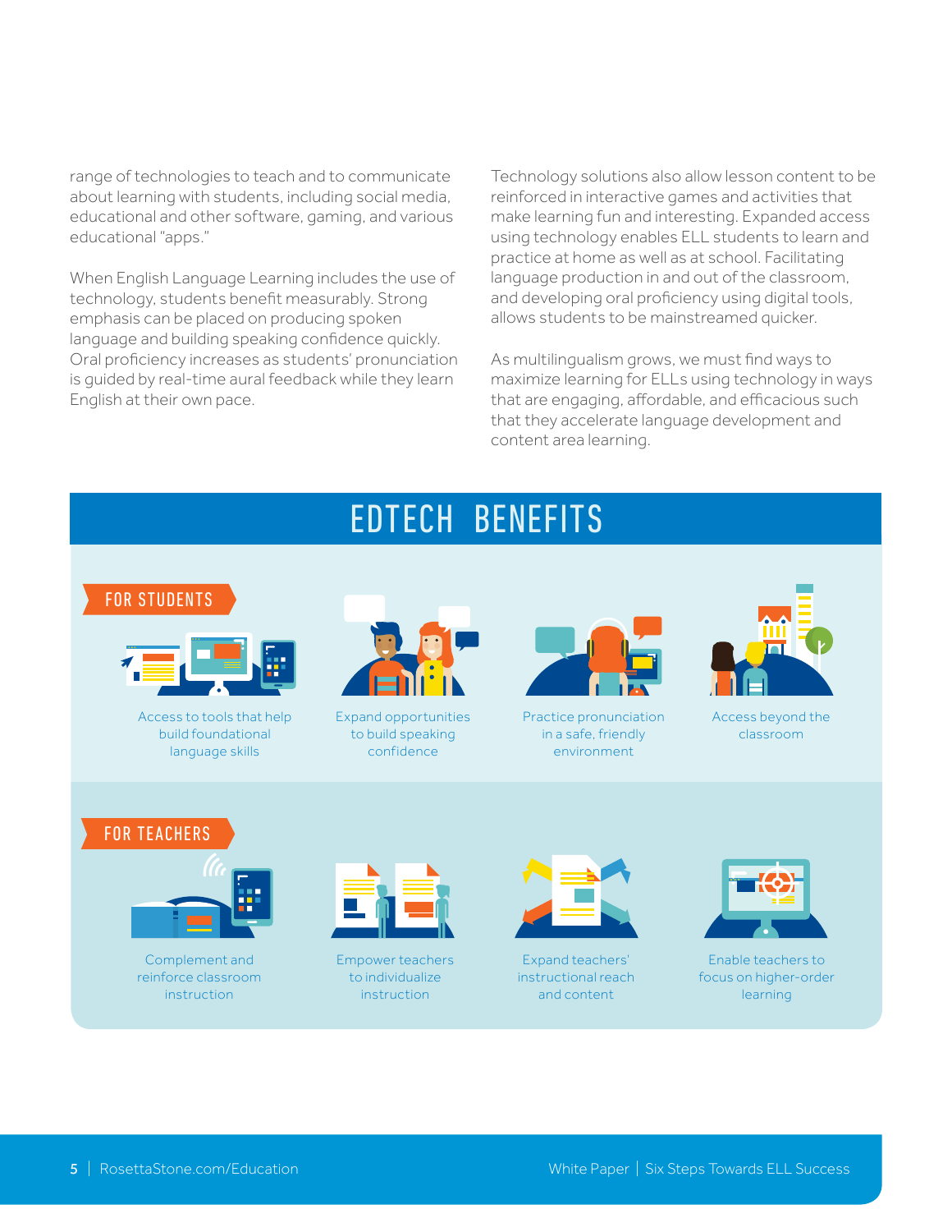range of technologies to teach and to communicate about learning with students, including social media, educational and other software, gaming, and various educational "apps."

When English Language Learning includes the use of technology, students benefit measurably. Strong emphasis can be placed on producing spoken language and building speaking confidence quickly. Oral proficiency increases as students' pronunciation is guided by real-time aural feedback while they learn English at their own pace.

Technology solutions also allow lesson content to be reinforced in interactive games and activities that make learning fun and interesting. Expanded access using technology enables ELL students to learn and practice at home as well as at school. Facilitating language production in and out of the classroom, and developing oral proficiency using digital tools, allows students to be mainstreamed quicker.

As multilingualism grows, we must find ways to maximize learning for ELLs using technology in ways that are engaging, affordable, and efficacious such that they accelerate language development and content area learning.

## EDTECH BENEFITS

### FOR STUDENTS

- Access to tools that help build foundational language skills
- Expand opportunities to build speaking confidence
- Practice pronunciation in a safe, friendly environment
- Access beyond the classroom

### FOR TEACHERS

- Complement and reinforce classroom instruction
- Empower teachers to individualize instruction
- Expand teachers' instructional reach and content
- Enable teachers to focus on higher-order learning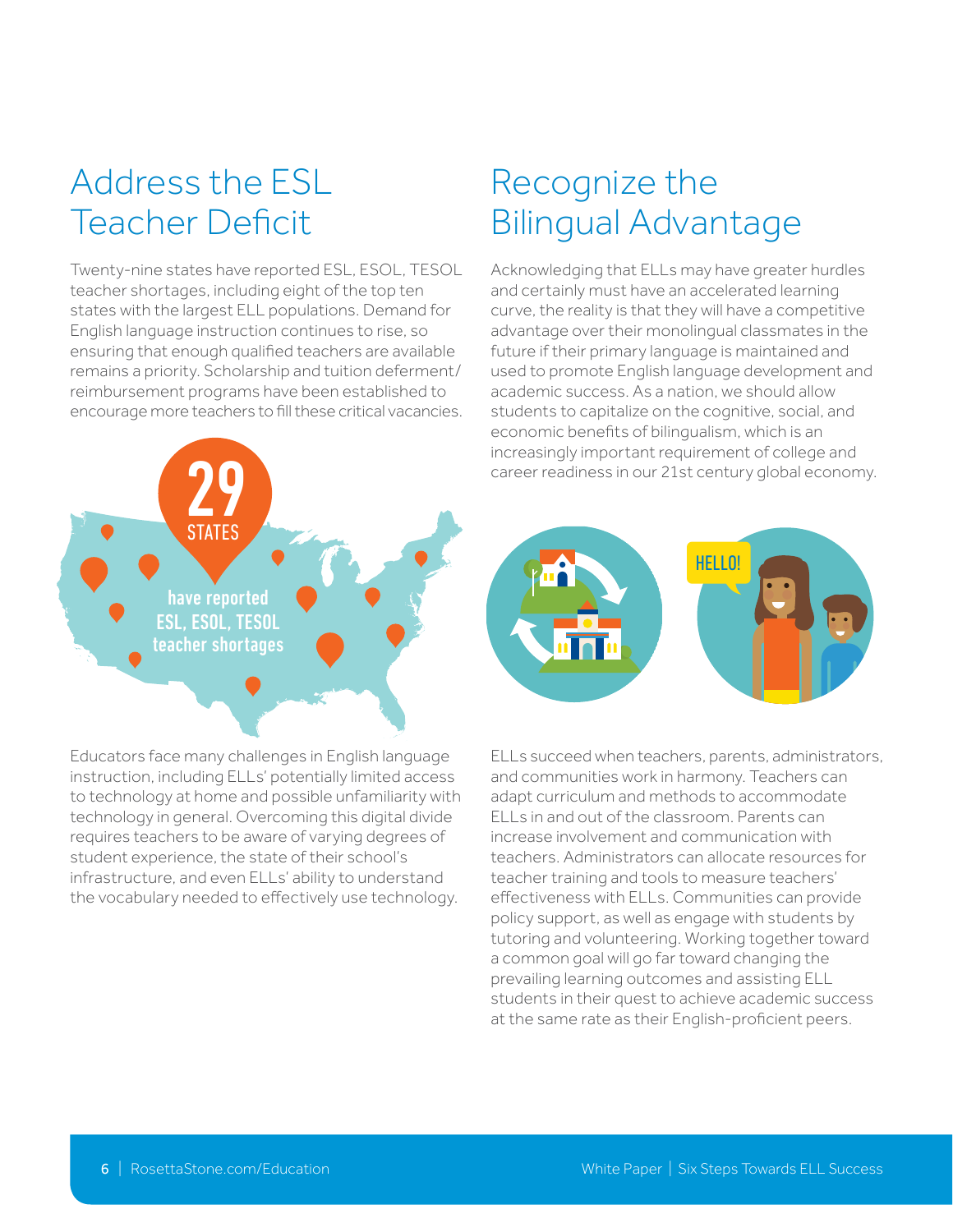## Address the ESL Teacher Deficit

Twenty-nine states have reported ESL, ESOL, TESOL teacher shortages, including eight of the top ten states with the largest ELL populations. Demand for English language instruction continues to rise, so ensuring that enough qualified teachers are available remains a priority. Scholarship and tuition deferment/reimbursement programs have been established to encourage more teachers to fill these critical vacancies.

**29 STATES have reported ESL, ESOL, TESOL teacher shortages**

Educators face many challenges in English language instruction, including ELLs' potentially limited access to technology at home and possible unfamiliarity with technology in general. Overcoming this digital divide requires teachers to be aware of varying degrees of student experience, the state of their school's infrastructure, and even ELLs' ability to understand the vocabulary needed to effectively use technology.

## Recognize the Bilingual Advantage

Acknowledging that ELLs may have greater hurdles and certainly must have an accelerated learning curve, the reality is that they will have a competitive advantage over their monolingual classmates in the future if their primary language is maintained and used to promote English language development and academic success. As a nation, we should allow students to capitalize on the cognitive, social, and economic benefits of bilingualism, which is an increasingly important requirement of college and career readiness in our 21st century global economy.

ELLs succeed when teachers, parents, administrators, and communities work in harmony. Teachers can adapt curriculum and methods to accommodate ELLs in and out of the classroom. Parents can increase involvement and communication with teachers. Administrators can allocate resources for teacher training and tools to measure teachers' effectiveness with ELLs. Communities can provide policy support, as well as engage with students by tutoring and volunteering. Working together toward a common goal will go far toward changing the prevailing learning outcomes and assisting ELL students in their quest to achieve academic success at the same rate as their English-proficient peers.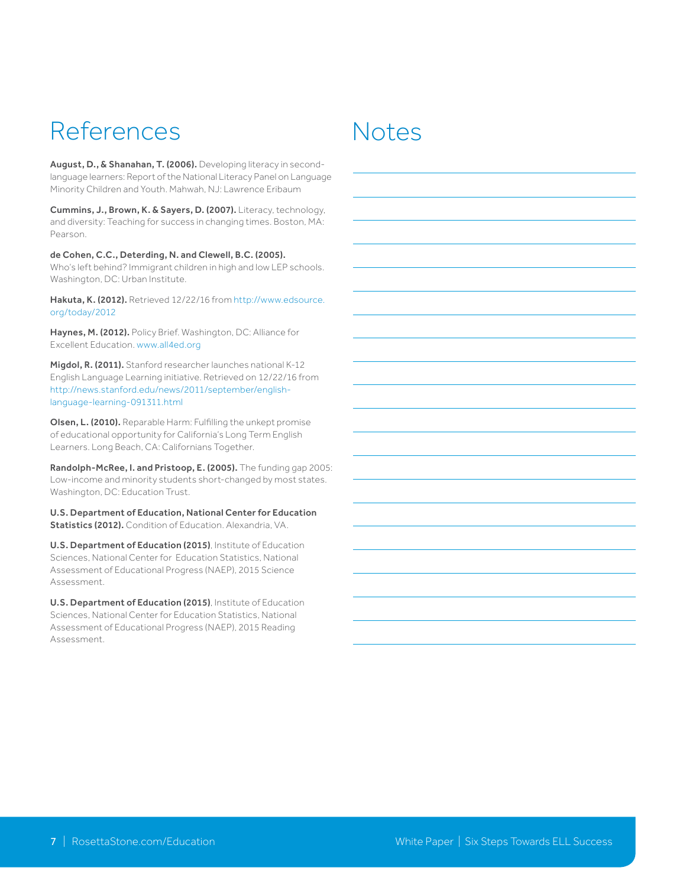# References

**August, D., & Shanahan, T. (2006).** Developing literacy in second-language learners: Report of the National Literacy Panel on Language Minority Children and Youth. Mahwah, NJ: Lawrence Eribaum

**Cummins, J., Brown, K. & Sayers, D. (2007).** Literacy, technology, and diversity: Teaching for success in changing times. Boston, MA: Pearson.

**de Cohen, C.C., Deterding, N. and Clewell, B.C. (2005).** Who's left behind? Immigrant children in high and low LEP schools. Washington, DC: Urban Institute.

**Hakuta, K. (2012).** Retrieved 12/22/16 from http://www.edsource.org/today/2012

**Haynes, M. (2012).** Policy Brief. Washington, DC: Alliance for Excellent Education. www.all4ed.org

**Migdol, R. (2011).** Stanford researcher launches national K-12 English Language Learning initiative. Retrieved on 12/22/16 from http://news.stanford.edu/news/2011/september/english-language-learning-091311.html

**Olsen, L. (2010).** Reparable Harm: Fulfilling the unkept promise of educational opportunity for California's Long Term English Learners. Long Beach, CA: Californians Together.

**Randolph-McRee, I. and Pristoop, E. (2005).** The funding gap 2005: Low-income and minority students short-changed by most states. Washington, DC: Education Trust.

**U.S. Department of Education, National Center for Education Statistics (2012).** Condition of Education. Alexandria, VA.

**U.S. Department of Education (2015)**, Institute of Education Sciences, National Center for Education Statistics, National Assessment of Educational Progress (NAEP), 2015 Science Assessment.

**U.S. Department of Education (2015)**, Institute of Education Sciences, National Center for Education Statistics, National Assessment of Educational Progress (NAEP), 2015 Reading Assessment.

# Notes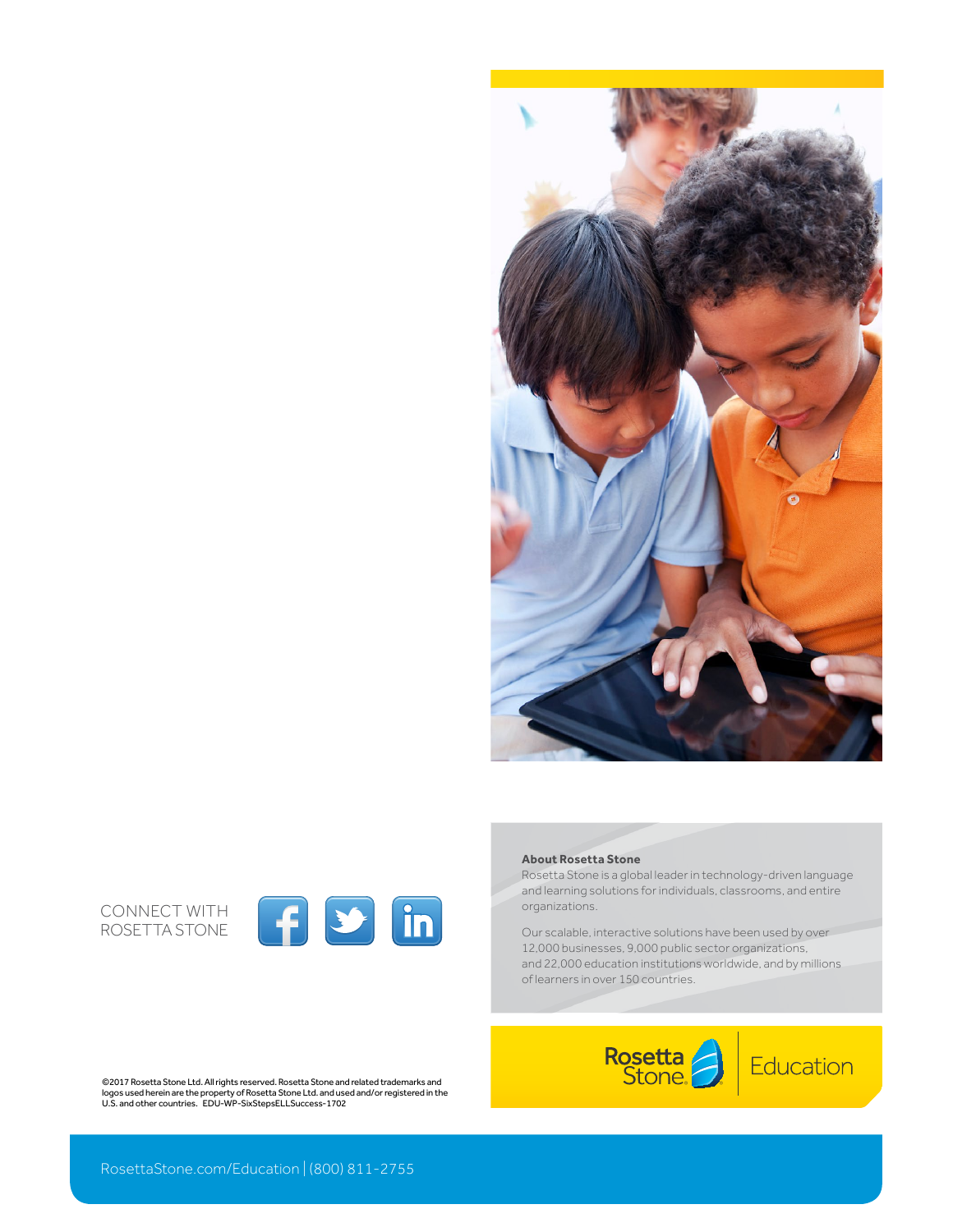CONNECT WITH
ROSETTA STONE

**About Rosetta Stone**

Rosetta Stone is a global leader in technology-driven language and learning solutions for individuals, classrooms, and entire organizations.

Our scalable, interactive solutions have been used by over 12,000 businesses, 9,000 public sector organizations, and 22,000 education institutions worldwide, and by millions of learners in over 150 countries.

Rosetta Stone. Education

©2017 Rosetta Stone Ltd. All rights reserved. Rosetta Stone and related trademarks and logos used herein are the property of Rosetta Stone Ltd. and used and/or registered in the U.S. and other countries. EDU-WP-SixStepsELLSuccess-1702

RosettaStone.com/Education | (800) 811-2755